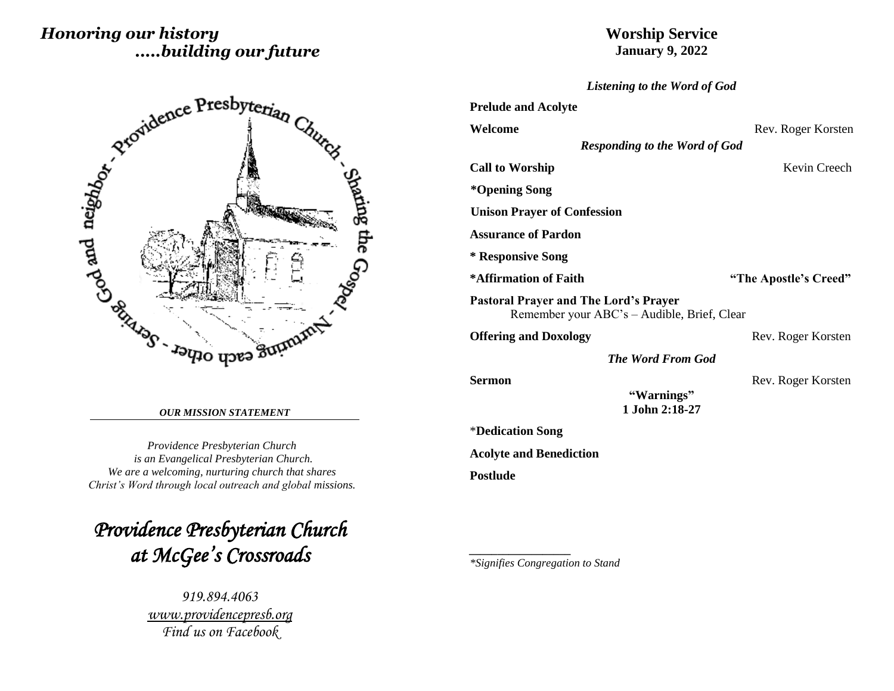*Honoring our history*
*.....building our future*

Providence Presbyterian Church - Sharing the Gospel - Nurturing each other - Serving God and neighbor

***OUR MISSION STATEMENT***

*Providence Presbyterian Church*
*is an Evangelical Presbyterian Church.*
*We are a welcoming, nurturing church that shares*
*Christ's Word through local outreach and global missions.*

# *Providence Presbyterian Church at McGee's Crossroads*

*919.894.4063*
*www.providencepresb.org*
*Find us on Facebook*

# Worship Service
**January 9, 2022**

***Listening to the Word of God***

**Prelude and Acolyte**

**Welcome** — Rev. Roger Korsten

***Responding to the Word of God***

**Call to Worship** — Kevin Creech

***Opening Song**

**Unison Prayer of Confession**

**Assurance of Pardon**

*** Responsive Song**

***Affirmation of Faith** — **"The Apostle's Creed"**

**Pastoral Prayer and The Lord's Prayer**
Remember your ABC's – Audible, Brief, Clear

**Offering and Doxology** — Rev. Roger Korsten

***The Word From God***

**Sermon** — Rev. Roger Korsten
**"Warnings"**
**1 John 2:18-27**

***Dedication Song**

**Acolyte and Benediction**

**Postlude**

---

*\*Signifies Congregation to Stand*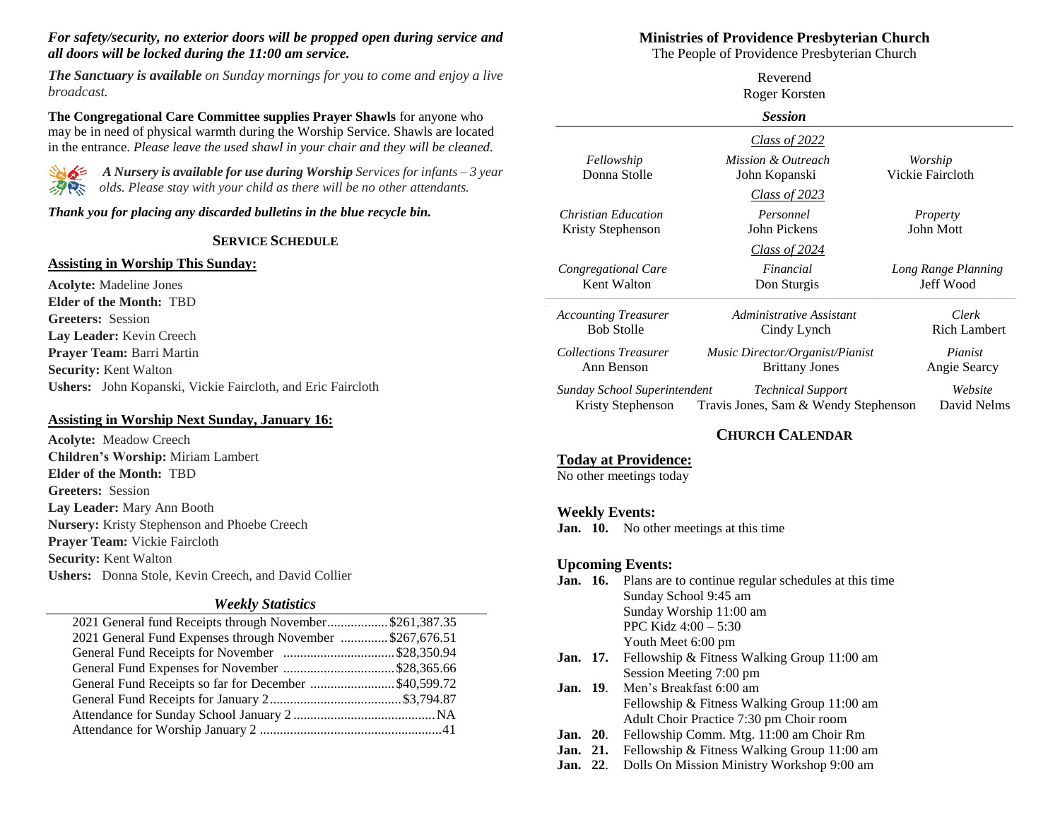***For safety/security, no exterior doors will be propped open during service and all doors will be locked during the 11:00 am service.***

***The Sanctuary is available*** *on Sunday mornings for you to come and enjoy a live broadcast.*

**The Congregational Care Committee supplies Prayer Shawls** for anyone who may be in need of physical warmth during the Worship Service. Shawls are located in the entrance. *Please leave the used shawl in your chair and they will be cleaned.*

***A Nursery is available for use during Worship*** *Services for infants – 3 year olds. Please stay with your child as there will be no other attendants.*

***Thank you for placing any discarded bulletins in the blue recycle bin.***

## SERVICE SCHEDULE

### Assisting in Worship This Sunday:

**Acolyte:** Madeline Jones
**Elder of the Month:** TBD
**Greeters:** Session
**Lay Leader:** Kevin Creech
**Prayer Team:** Barri Martin
**Security:** Kent Walton
**Ushers:** John Kopanski, Vickie Faircloth, and Eric Faircloth

### Assisting in Worship Next Sunday, January 16:

**Acolyte:** Meadow Creech
**Children's Worship:** Miriam Lambert
**Elder of the Month:** TBD
**Greeters:** Session
**Lay Leader:** Mary Ann Booth
**Nursery:** Kristy Stephenson and Phoebe Creech
**Prayer Team:** Vickie Faircloth
**Security:** Kent Walton
**Ushers:** Donna Stole, Kevin Creech, and David Collier

### *Weekly Statistics*

| | |
|---|---|
| 2021 General fund Receipts through November | $261,387.35 |
| 2021 General Fund Expenses through November | $267,676.51 |
| General Fund Receipts for November | $28,350.94 |
| General Fund Expenses for November | $28,365.66 |
| General Fund Receipts so far for December | $40,599.72 |
| General Fund Receipts for January 2 | $3,794.87 |
| Attendance for Sunday School January 2 | NA |
| Attendance for Worship January 2 | 41 |

## Ministries of Providence Presbyterian Church

The People of Providence Presbyterian Church

Reverend
Roger Korsten

### *Session*

*Class of 2022*

| *Fellowship* | *Mission & Outreach* | *Worship* |
|---|---|---|
| Donna Stolle | John Kopanski | Vickie Faircloth |

*Class of 2023*

| *Christian Education* | *Personnel* | *Property* |
|---|---|---|
| Kristy Stephenson | John Pickens | John Mott |

*Class of 2024*

| *Congregational Care* | *Financial* | *Long Range Planning* |
|---|---|---|
| Kent Walton | Don Sturgis | Jeff Wood |

| | | |
|---|---|---|
| *Accounting Treasurer* | *Administrative Assistant* | *Clerk* |
| Bob Stolle | Cindy Lynch | Rich Lambert |
| *Collections Treasurer* | *Music Director/Organist/Pianist* | *Pianist* |
| Ann Benson | Brittany Jones | Angie Searcy |
| *Sunday School Superintendent* | *Technical Support* | *Website* |
| Kristy Stephenson | Travis Jones, Sam & Wendy Stephenson | David Nelms |

## CHURCH CALENDAR

### Today at Providence:

No other meetings today

### Weekly Events:

**Jan. 10.** No other meetings at this time

### Upcoming Events:

**Jan. 16.** Plans are to continue regular schedules at this time
Sunday School 9:45 am
Sunday Worship 11:00 am
PPC Kidz 4:00 – 5:30
Youth Meet 6:00 pm

**Jan. 17.** Fellowship & Fitness Walking Group 11:00 am
Session Meeting 7:00 pm

**Jan. 19.** Men's Breakfast 6:00 am
Fellowship & Fitness Walking Group 11:00 am
Adult Choir Practice 7:30 pm Choir room

**Jan. 20.** Fellowship Comm. Mtg. 11:00 am Choir Rm

**Jan. 21.** Fellowship & Fitness Walking Group 11:00 am

**Jan. 22.** Dolls On Mission Ministry Workshop 9:00 am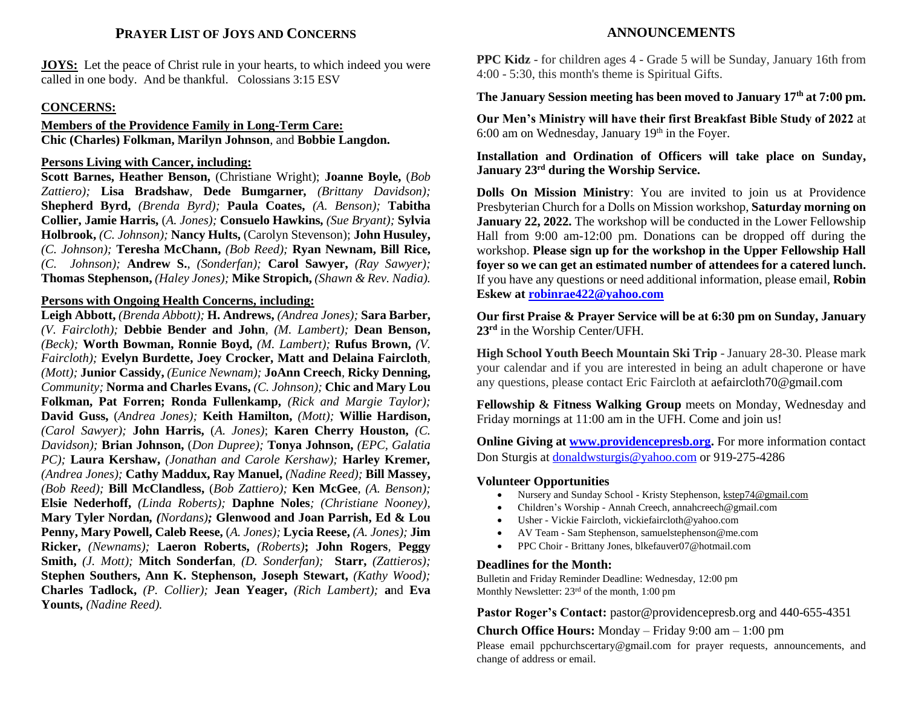## PRAYER LIST OF JOYS AND CONCERNS

**JOYS:** Let the peace of Christ rule in your hearts, to which indeed you were called in one body. And be thankful. Colossians 3:15 ESV

**CONCERNS:**

**Members of the Providence Family in Long-Term Care:**
**Chic (Charles) Folkman, Marilyn Johnson**, and **Bobbie Langdon.**

**Persons Living with Cancer, including:**
**Scott Barnes, Heather Benson,** (Christiane Wright); **Joanne Boyle,** (*Bob Zattiero);* **Lisa Bradshaw**, **Dede Bumgarner,** *(Brittany Davidson);* **Shepherd Byrd,** *(Brenda Byrd);* **Paula Coates,** *(A. Benson);* **Tabitha Collier, Jamie Harris,** (*A. Jones);* **Consuelo Hawkins,** *(Sue Bryant);* **Sylvia Holbrook,** *(C. Johnson);* **Nancy Hults,** (Carolyn Stevenson); **John Husuley,** *(C. Johnson);* **Teresha McChann,** *(Bob Reed);* **Ryan Newnam, Bill Rice,** *(C. Johnson);* **Andrew S.**, *(Sonderfan);* **Carol Sawyer,** *(Ray Sawyer);* **Thomas Stephenson,** *(Haley Jones);* **Mike Stropich,** *(Shawn & Rev. Nadia).*

**Persons with Ongoing Health Concerns, including:**
**Leigh Abbott,** *(Brenda Abbott);* **H. Andrews,** *(Andrea Jones);* **Sara Barber,** *(V. Faircloth);* **Debbie Bender and John**, *(M. Lambert);* **Dean Benson,** *(Beck);* **Worth Bowman, Ronnie Boyd,** *(M. Lambert);* **Rufus Brown,** *(V. Faircloth);* **Evelyn Burdette, Joey Crocker, Matt and Delaina Faircloth**, *(Mott);* **Junior Cassidy,** *(Eunice Newnam);* **JoAnn Creech**, **Ricky Denning,** *Community;* **Norma and Charles Evans,** *(C. Johnson);* **Chic and Mary Lou Folkman, Pat Forren; Ronda Fullenkamp,** *(Rick and Margie Taylor);* **David Guss,** (*Andrea Jones);* **Keith Hamilton,** *(Mott);* **Willie Hardison,** *(Carol Sawyer);* **John Harris,** (*A. Jones*); **Karen Cherry Houston,** *(C. Davidson);* **Brian Johnson,** (*Don Dupree);* **Tonya Johnson,** *(EPC, Galatia PC);* **Laura Kershaw,** *(Jonathan and Carole Kershaw);* **Harley Kremer,** *(Andrea Jones);* **Cathy Maddux, Ray Manuel,** *(Nadine Reed);* **Bill Massey,** *(Bob Reed);* **Bill McClandless,** (*Bob Zattiero);* **Ken McGee**, *(A. Benson);* **Elsie Nederhoff,** *(Linda Roberts);* **Daphne Noles***; (Christiane Nooney),* **Mary Tyler Nordan,** ***(****Nordans)****;*** **Glenwood and Joan Parrish, Ed & Lou Penny, Mary Powell, Caleb Reese,** (*A. Jones);* **Lycia Reese,** *(A. Jones);* **Jim Ricker,** *(Newnams);* **Laeron Roberts,** *(Roberts)***; John Rogers**, **Peggy Smith,** *(J. Mott);* **Mitch Sonderfan**, *(D. Sonderfan);* **Starr,** *(Zattieros);* **Stephen Southers, Ann K. Stephenson, Joseph Stewart,** *(Kathy Wood);* **Charles Tadlock,** *(P. Collier);* **Jean Yeager,** *(Rich Lambert);* **a**nd **Eva Younts,** *(Nadine Reed).*

## ANNOUNCEMENTS

**PPC Kidz** - for children ages 4 - Grade 5 will be Sunday, January 16th from 4:00 - 5:30, this month's theme is Spiritual Gifts.

**The January Session meeting has been moved to January 17th at 7:00 pm.**

**Our Men's Ministry will have their first Breakfast Bible Study of 2022** at 6:00 am on Wednesday, January 19th in the Foyer.

**Installation and Ordination of Officers will take place on Sunday, January 23rd during the Worship Service.**

**Dolls On Mission Ministry**: You are invited to join us at Providence Presbyterian Church for a Dolls on Mission workshop, **Saturday morning on January 22, 2022.** The workshop will be conducted in the Lower Fellowship Hall from 9:00 am-12:00 pm. Donations can be dropped off during the workshop. **Please sign up for the workshop in the Upper Fellowship Hall foyer so we can get an estimated number of attendees for a catered lunch.** If you have any questions or need additional information, please email, **Robin Eskew at robinrae422@yahoo.com**

**Our first Praise & Prayer Service will be at 6:30 pm on Sunday, January 23rd** in the Worship Center/UFH.

**High School Youth Beech Mountain Ski Trip** - January 28-30. Please mark your calendar and if you are interested in being an adult chaperone or have any questions, please contact Eric Faircloth at aefaircloth70@gmail.com

**Fellowship & Fitness Walking Group** meets on Monday, Wednesday and Friday mornings at 11:00 am in the UFH. Come and join us!

**Online Giving at www.providencepresb.org.** For more information contact Don Sturgis at donaldwsturgis@yahoo.com or 919-275-4286

**Volunteer Opportunities**

- Nursery and Sunday School - Kristy Stephenson, kstep74@gmail.com
- Children's Worship - Annah Creech, annahcreech@gmail.com
- Usher - Vickie Faircloth, vickiefaircloth@yahoo.com
- AV Team - Sam Stephenson, samuelstephenson@me.com
- PPC Choir - Brittany Jones, blkefauver07@hotmail.com

**Deadlines for the Month:**

Bulletin and Friday Reminder Deadline: Wednesday, 12:00 pm
Monthly Newsletter: 23rd of the month, 1:00 pm

**Pastor Roger's Contact:** pastor@providencepresb.org and 440-655-4351

**Church Office Hours:** Monday – Friday 9:00 am – 1:00 pm

Please email ppchurchscertary@gmail.com for prayer requests, announcements, and change of address or email.